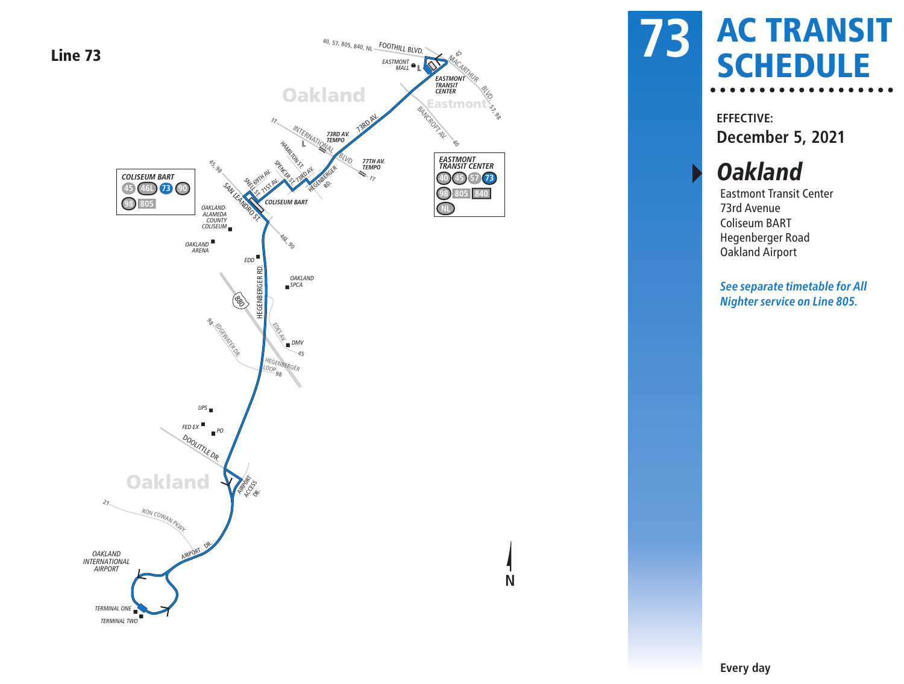# Line 73

# 73 AC TRANSIT SCHEDULE

**EFFECTIVE:**
**December 5, 2021**

## *Oakland*

Eastmont Transit Center
73rd Avenue
Coliseum BART
Hegenberger Road
Oakland Airport

***See separate timetable for All Nighter service on Line 805.***

**COLISEUM BART**
45 46L 73 90
98 805

**EASTMONT TRANSIT CENTER**
40 45 57 73
98 805 840
NL

**Every day**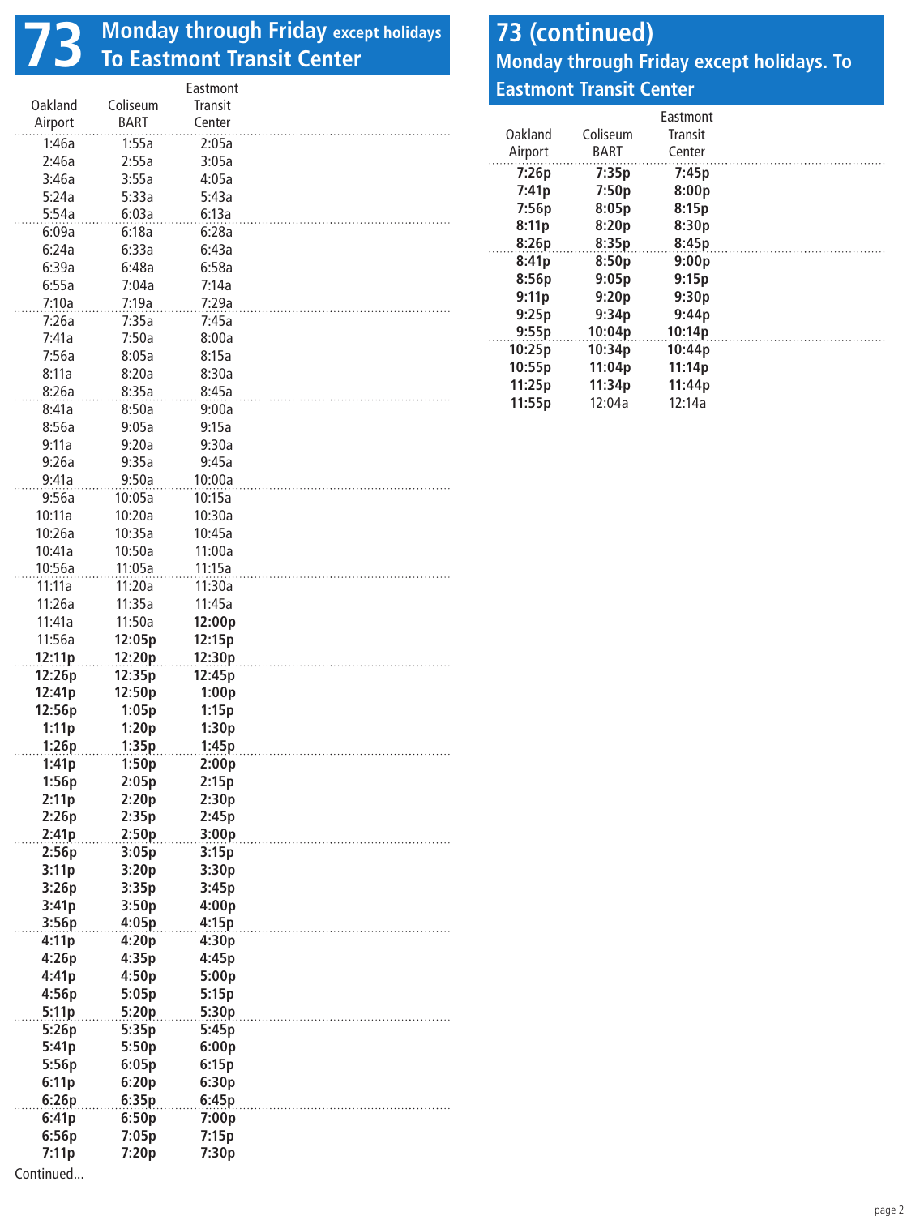# 73 Monday through Friday except holidays To Eastmont Transit Center

| Oakland Airport | Coliseum BART | Eastmont Transit Center |
|---|---|---|
| 1:46a | 1:55a | 2:05a |
| 2:46a | 2:55a | 3:05a |
| 3:46a | 3:55a | 4:05a |
| 5:24a | 5:33a | 5:43a |
| 5:54a | 6:03a | 6:13a |
| 6:09a | 6:18a | 6:28a |
| 6:24a | 6:33a | 6:43a |
| 6:39a | 6:48a | 6:58a |
| 6:55a | 7:04a | 7:14a |
| 7:10a | 7:19a | 7:29a |
| 7:26a | 7:35a | 7:45a |
| 7:41a | 7:50a | 8:00a |
| 7:56a | 8:05a | 8:15a |
| 8:11a | 8:20a | 8:30a |
| 8:26a | 8:35a | 8:45a |
| 8:41a | 8:50a | 9:00a |
| 8:56a | 9:05a | 9:15a |
| 9:11a | 9:20a | 9:30a |
| 9:26a | 9:35a | 9:45a |
| 9:41a | 9:50a | 10:00a |
| 9:56a | 10:05a | 10:15a |
| 10:11a | 10:20a | 10:30a |
| 10:26a | 10:35a | 10:45a |
| 10:41a | 10:50a | 11:00a |
| 10:56a | 11:05a | 11:15a |
| 11:11a | 11:20a | 11:30a |
| 11:26a | 11:35a | 11:45a |
| 11:41a | 11:50a | **12:00p** |
| 11:56a | **12:05p** | **12:15p** |
| **12:11p** | **12:20p** | **12:30p** |
| **12:26p** | **12:35p** | **12:45p** |
| **12:41p** | **12:50p** | **1:00p** |
| **12:56p** | **1:05p** | **1:15p** |
| **1:11p** | **1:20p** | **1:30p** |
| **1:26p** | **1:35p** | **1:45p** |
| **1:41p** | **1:50p** | **2:00p** |
| **1:56p** | **2:05p** | **2:15p** |
| **2:11p** | **2:20p** | **2:30p** |
| **2:26p** | **2:35p** | **2:45p** |
| **2:41p** | **2:50p** | **3:00p** |
| **2:56p** | **3:05p** | **3:15p** |
| **3:11p** | **3:20p** | **3:30p** |
| **3:26p** | **3:35p** | **3:45p** |
| **3:41p** | **3:50p** | **4:00p** |
| **3:56p** | **4:05p** | **4:15p** |
| **4:11p** | **4:20p** | **4:30p** |
| **4:26p** | **4:35p** | **4:45p** |
| **4:41p** | **4:50p** | **5:00p** |
| **4:56p** | **5:05p** | **5:15p** |
| **5:11p** | **5:20p** | **5:30p** |
| **5:26p** | **5:35p** | **5:45p** |
| **5:41p** | **5:50p** | **6:00p** |
| **5:56p** | **6:05p** | **6:15p** |
| **6:11p** | **6:20p** | **6:30p** |
| **6:26p** | **6:35p** | **6:45p** |
| **6:41p** | **6:50p** | **7:00p** |
| **6:56p** | **7:05p** | **7:15p** |
| **7:11p** | **7:20p** | **7:30p** |

Continued...

# 73 (continued) Monday through Friday except holidays. To Eastmont Transit Center

| Oakland Airport | Coliseum BART | Eastmont Transit Center |
|---|---|---|
| **7:26p** | **7:35p** | **7:45p** |
| **7:41p** | **7:50p** | **8:00p** |
| **7:56p** | **8:05p** | **8:15p** |
| **8:11p** | **8:20p** | **8:30p** |
| **8:26p** | **8:35p** | **8:45p** |
| **8:41p** | **8:50p** | **9:00p** |
| **8:56p** | **9:05p** | **9:15p** |
| **9:11p** | **9:20p** | **9:30p** |
| **9:25p** | **9:34p** | **9:44p** |
| **9:55p** | **10:04p** | **10:14p** |
| **10:25p** | **10:34p** | **10:44p** |
| **10:55p** | **11:04p** | **11:14p** |
| **11:25p** | **11:34p** | **11:44p** |
| **11:55p** | 12:04a | 12:14a |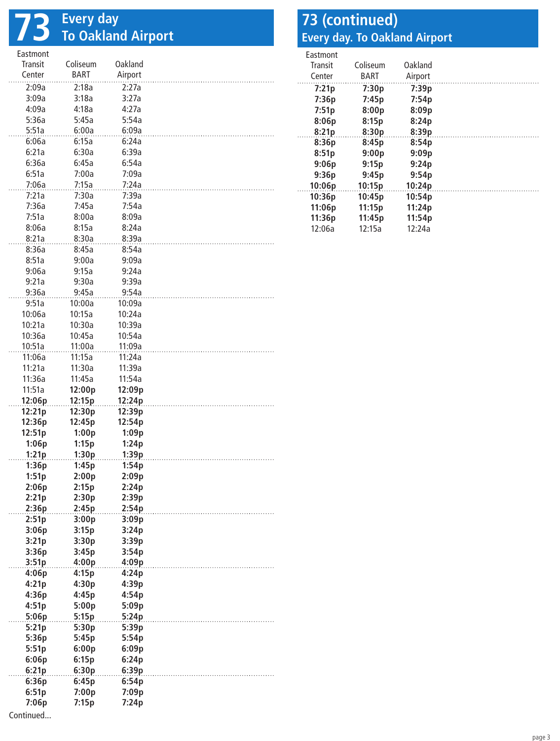# 73 Every day To Oakland Airport

| Eastmont Transit Center | Coliseum BART | Oakland Airport |
|---|---|---|
| 2:09a | 2:18a | 2:27a |
| 3:09a | 3:18a | 3:27a |
| 4:09a | 4:18a | 4:27a |
| 5:36a | 5:45a | 5:54a |
| 5:51a | 6:00a | 6:09a |
| 6:06a | 6:15a | 6:24a |
| 6:21a | 6:30a | 6:39a |
| 6:36a | 6:45a | 6:54a |
| 6:51a | 7:00a | 7:09a |
| 7:06a | 7:15a | 7:24a |
| 7:21a | 7:30a | 7:39a |
| 7:36a | 7:45a | 7:54a |
| 7:51a | 8:00a | 8:09a |
| 8:06a | 8:15a | 8:24a |
| 8:21a | 8:30a | 8:39a |
| 8:36a | 8:45a | 8:54a |
| 8:51a | 9:00a | 9:09a |
| 9:06a | 9:15a | 9:24a |
| 9:21a | 9:30a | 9:39a |
| 9:36a | 9:45a | 9:54a |
| 9:51a | 10:00a | 10:09a |
| 10:06a | 10:15a | 10:24a |
| 10:21a | 10:30a | 10:39a |
| 10:36a | 10:45a | 10:54a |
| 10:51a | 11:00a | 11:09a |
| 11:06a | 11:15a | 11:24a |
| 11:21a | 11:30a | 11:39a |
| 11:36a | 11:45a | 11:54a |
| 11:51a | **12:00p** | **12:09p** |
| **12:06p** | **12:15p** | **12:24p** |
| **12:21p** | **12:30p** | **12:39p** |
| **12:36p** | **12:45p** | **12:54p** |
| **12:51p** | **1:00p** | **1:09p** |
| **1:06p** | **1:15p** | **1:24p** |
| **1:21p** | **1:30p** | **1:39p** |
| **1:36p** | **1:45p** | **1:54p** |
| **1:51p** | **2:00p** | **2:09p** |
| **2:06p** | **2:15p** | **2:24p** |
| **2:21p** | **2:30p** | **2:39p** |
| **2:36p** | **2:45p** | **2:54p** |
| **2:51p** | **3:00p** | **3:09p** |
| **3:06p** | **3:15p** | **3:24p** |
| **3:21p** | **3:30p** | **3:39p** |
| **3:36p** | **3:45p** | **3:54p** |
| **3:51p** | **4:00p** | **4:09p** |
| **4:06p** | **4:15p** | **4:24p** |
| **4:21p** | **4:30p** | **4:39p** |
| **4:36p** | **4:45p** | **4:54p** |
| **4:51p** | **5:00p** | **5:09p** |
| **5:06p** | **5:15p** | **5:24p** |
| **5:21p** | **5:30p** | **5:39p** |
| **5:36p** | **5:45p** | **5:54p** |
| **5:51p** | **6:00p** | **6:09p** |
| **6:06p** | **6:15p** | **6:24p** |
| **6:21p** | **6:30p** | **6:39p** |
| **6:36p** | **6:45p** | **6:54p** |
| **6:51p** | **7:00p** | **7:09p** |
| **7:06p** | **7:15p** | **7:24p** |

Continued...

## 73 (continued)
### Every day. To Oakland Airport

| Eastmont Transit Center | Coliseum BART | Oakland Airport |
|---|---|---|
| **7:21p** | **7:30p** | **7:39p** |
| **7:36p** | **7:45p** | **7:54p** |
| **7:51p** | **8:00p** | **8:09p** |
| **8:06p** | **8:15p** | **8:24p** |
| **8:21p** | **8:30p** | **8:39p** |
| **8:36p** | **8:45p** | **8:54p** |
| **8:51p** | **9:00p** | **9:09p** |
| **9:06p** | **9:15p** | **9:24p** |
| **9:36p** | **9:45p** | **9:54p** |
| **10:06p** | **10:15p** | **10:24p** |
| **10:36p** | **10:45p** | **10:54p** |
| **11:06p** | **11:15p** | **11:24p** |
| **11:36p** | **11:45p** | **11:54p** |
| 12:06a | 12:15a | 12:24a |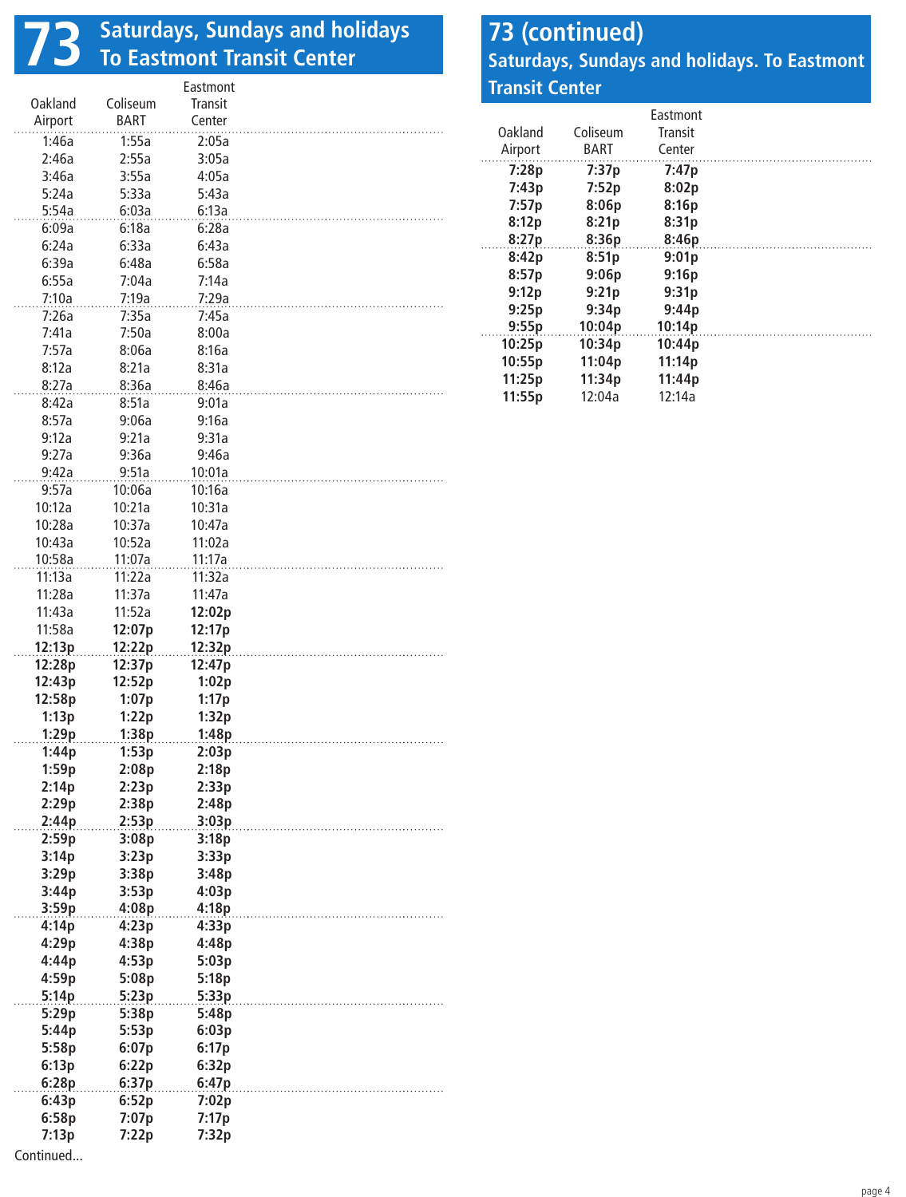# 73 Saturdays, Sundays and holidays To Eastmont Transit Center

| Oakland Airport | Coliseum BART | Eastmont Transit Center |
|---|---|---|
| 1:46a | 1:55a | 2:05a |
| 2:46a | 2:55a | 3:05a |
| 3:46a | 3:55a | 4:05a |
| 5:24a | 5:33a | 5:43a |
| 5:54a | 6:03a | 6:13a |
| 6:09a | 6:18a | 6:28a |
| 6:24a | 6:33a | 6:43a |
| 6:39a | 6:48a | 6:58a |
| 6:55a | 7:04a | 7:14a |
| 7:10a | 7:19a | 7:29a |
| 7:26a | 7:35a | 7:45a |
| 7:41a | 7:50a | 8:00a |
| 7:57a | 8:06a | 8:16a |
| 8:12a | 8:21a | 8:31a |
| 8:27a | 8:36a | 8:46a |
| 8:42a | 8:51a | 9:01a |
| 8:57a | 9:06a | 9:16a |
| 9:12a | 9:21a | 9:31a |
| 9:27a | 9:36a | 9:46a |
| 9:42a | 9:51a | 10:01a |
| 9:57a | 10:06a | 10:16a |
| 10:12a | 10:21a | 10:31a |
| 10:28a | 10:37a | 10:47a |
| 10:43a | 10:52a | 11:02a |
| 10:58a | 11:07a | 11:17a |
| 11:13a | 11:22a | 11:32a |
| 11:28a | 11:37a | 11:47a |
| 11:43a | 11:52a | **12:02p** |
| 11:58a | **12:07p** | **12:17p** |
| **12:13p** | **12:22p** | **12:32p** |
| **12:28p** | **12:37p** | **12:47p** |
| **12:43p** | **12:52p** | **1:02p** |
| **12:58p** | **1:07p** | **1:17p** |
| **1:13p** | **1:22p** | **1:32p** |
| **1:29p** | **1:38p** | **1:48p** |
| **1:44p** | **1:53p** | **2:03p** |
| **1:59p** | **2:08p** | **2:18p** |
| **2:14p** | **2:23p** | **2:33p** |
| **2:29p** | **2:38p** | **2:48p** |
| **2:44p** | **2:53p** | **3:03p** |
| **2:59p** | **3:08p** | **3:18p** |
| **3:14p** | **3:23p** | **3:33p** |
| **3:29p** | **3:38p** | **3:48p** |
| **3:44p** | **3:53p** | **4:03p** |
| **3:59p** | **4:08p** | **4:18p** |
| **4:14p** | **4:23p** | **4:33p** |
| **4:29p** | **4:38p** | **4:48p** |
| **4:44p** | **4:53p** | **5:03p** |
| **4:59p** | **5:08p** | **5:18p** |
| **5:14p** | **5:23p** | **5:33p** |
| **5:29p** | **5:38p** | **5:48p** |
| **5:44p** | **5:53p** | **6:03p** |
| **5:58p** | **6:07p** | **6:17p** |
| **6:13p** | **6:22p** | **6:32p** |
| **6:28p** | **6:37p** | **6:47p** |
| **6:43p** | **6:52p** | **7:02p** |
| **6:58p** | **7:07p** | **7:17p** |
| **7:13p** | **7:22p** | **7:32p** |

Continued...

# 73 (continued)

## Saturdays, Sundays and holidays. To Eastmont Transit Center

| Oakland Airport | Coliseum BART | Eastmont Transit Center |
|---|---|---|
| **7:28p** | **7:37p** | **7:47p** |
| **7:43p** | **7:52p** | **8:02p** |
| **7:57p** | **8:06p** | **8:16p** |
| **8:12p** | **8:21p** | **8:31p** |
| **8:27p** | **8:36p** | **8:46p** |
| **8:42p** | **8:51p** | **9:01p** |
| **8:57p** | **9:06p** | **9:16p** |
| **9:12p** | **9:21p** | **9:31p** |
| **9:25p** | **9:34p** | **9:44p** |
| **9:55p** | **10:04p** | **10:14p** |
| **10:25p** | **10:34p** | **10:44p** |
| **10:55p** | **11:04p** | **11:14p** |
| **11:25p** | **11:34p** | **11:44p** |
| **11:55p** | 12:04a | 12:14a |